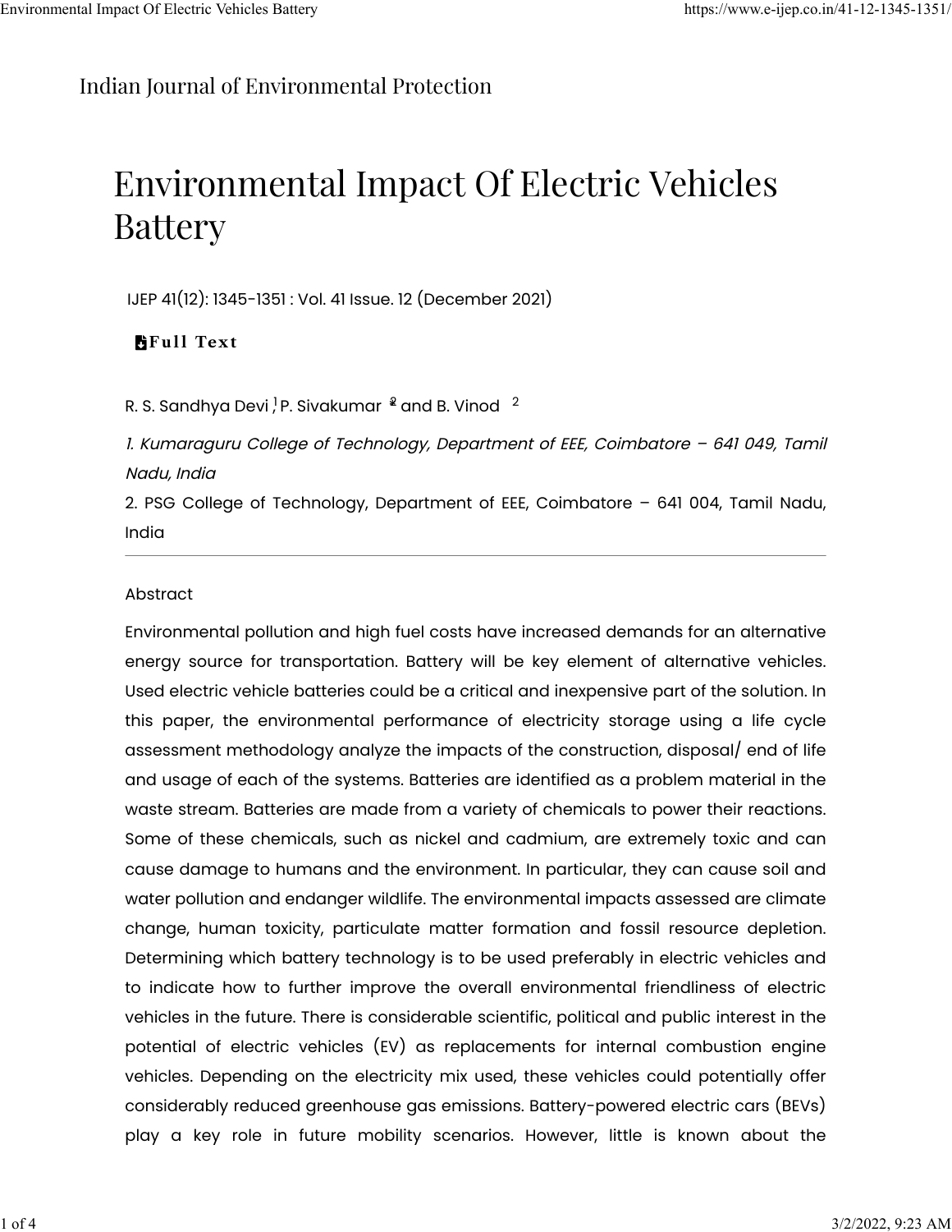Indian Journal of Environmental Protection

# Environmental Impact Of Electric Vehicles Battery

IJEP 41(12): 1345-1351 : Vol. 41 Issue. 12 (December 2021)

**Full Text**

R. S. Sandhya Devi [1], P. Sivakumar [2] and B. Vinod [2]

*1. Kumaraguru College of Technology, Department of EEE, Coimbatore – 641 049, Tamil Nadu, India*

2. PSG College of Technology, Department of EEE, Coimbatore – 641 004, Tamil Nadu, India

---

Abstract

Environmental pollution and high fuel costs have increased demands for an alternative energy source for transportation. Battery will be key element of alternative vehicles. Used electric vehicle batteries could be a critical and inexpensive part of the solution. In this paper, the environmental performance of electricity storage using a life cycle assessment methodology analyze the impacts of the construction, disposal/ end of life and usage of each of the systems. Batteries are identified as a problem material in the waste stream. Batteries are made from a variety of chemicals to power their reactions. Some of these chemicals, such as nickel and cadmium, are extremely toxic and can cause damage to humans and the environment. In particular, they can cause soil and water pollution and endanger wildlife. The environmental impacts assessed are climate change, human toxicity, particulate matter formation and fossil resource depletion. Determining which battery technology is to be used preferably in electric vehicles and to indicate how to further improve the overall environmental friendliness of electric vehicles in the future. There is considerable scientific, political and public interest in the potential of electric vehicles (EV) as replacements for internal combustion engine vehicles. Depending on the electricity mix used, these vehicles could potentially offer considerably reduced greenhouse gas emissions. Battery-powered electric cars (BEVs) play a key role in future mobility scenarios. However, little is known about the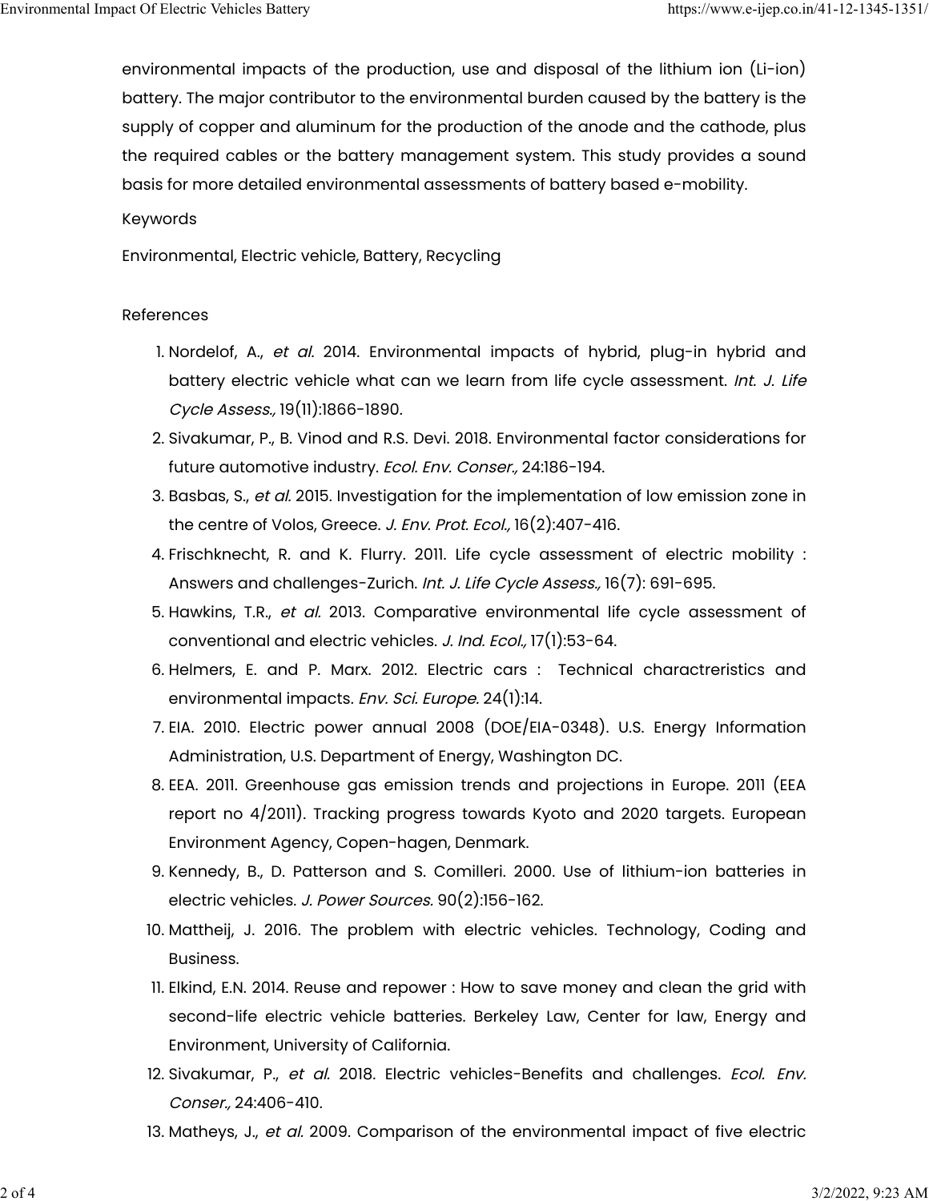environmental impacts of the production, use and disposal of the lithium ion (Li-ion) battery. The major contributor to the environmental burden caused by the battery is the supply of copper and aluminum for the production of the anode and the cathode, plus the required cables or the battery management system. This study provides a sound basis for more detailed environmental assessments of battery based e-mobility.

Keywords

Environmental, Electric vehicle, Battery, Recycling

References

1. Nordelof, A., *et al.* 2014. Environmental impacts of hybrid, plug-in hybrid and battery electric vehicle what can we learn from life cycle assessment. *Int. J. Life Cycle Assess.,* 19(11):1866-1890.
2. Sivakumar, P., B. Vinod and R.S. Devi. 2018. Environmental factor considerations for future automotive industry. *Ecol. Env. Conser.,* 24:186-194.
3. Basbas, S., *et al.* 2015. Investigation for the implementation of low emission zone in the centre of Volos, Greece. *J. Env. Prot. Ecol.,* 16(2):407-416.
4. Frischknecht, R. and K. Flurry. 2011. Life cycle assessment of electric mobility : Answers and challenges-Zurich. *Int. J. Life Cycle Assess.,* 16(7): 691-695.
5. Hawkins, T.R., *et al.* 2013. Comparative environmental life cycle assessment of conventional and electric vehicles. *J. Ind. Ecol.,* 17(1):53-64.
6. Helmers, E. and P. Marx. 2012. Electric cars : Technical charactreristics and environmental impacts. *Env. Sci. Europe.* 24(1):14.
7. EIA. 2010. Electric power annual 2008 (DOE/EIA-0348). U.S. Energy Information Administration, U.S. Department of Energy, Washington DC.
8. EEA. 2011. Greenhouse gas emission trends and projections in Europe. 2011 (EEA report no 4/2011). Tracking progress towards Kyoto and 2020 targets. European Environment Agency, Copen-hagen, Denmark.
9. Kennedy, B., D. Patterson and S. Comilleri. 2000. Use of lithium-ion batteries in electric vehicles. *J. Power Sources.* 90(2):156-162.
10. Mattheij, J. 2016. The problem with electric vehicles. Technology, Coding and Business.
11. Elkind, E.N. 2014. Reuse and repower : How to save money and clean the grid with second-life electric vehicle batteries. Berkeley Law, Center for law, Energy and Environment, University of California.
12. Sivakumar, P., *et al.* 2018. Electric vehicles-Benefits and challenges. *Ecol. Env. Conser.,* 24:406-410.
13. Matheys, J., *et al.* 2009. Comparison of the environmental impact of five electric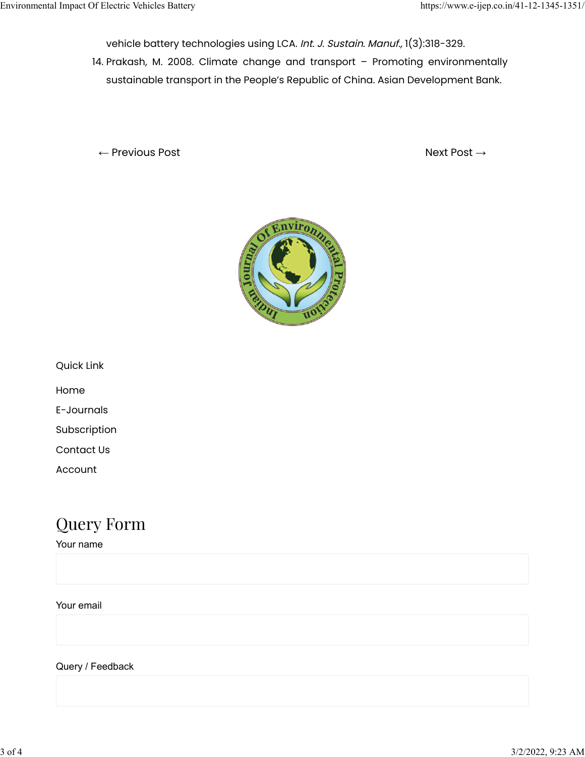vehicle battery technologies using LCA. *Int. J. Sustain. Manuf.,* 1(3):318-329.

14. Prakash, M. 2008. Climate change and transport – Promoting environmentally sustainable transport in the People's Republic of China. Asian Development Bank.

← Previous Post

Next Post →

Quick Link

Home

E-Journals

Subscription

Contact Us

Account

# Query Form

Your name

Your email

Query / Feedback